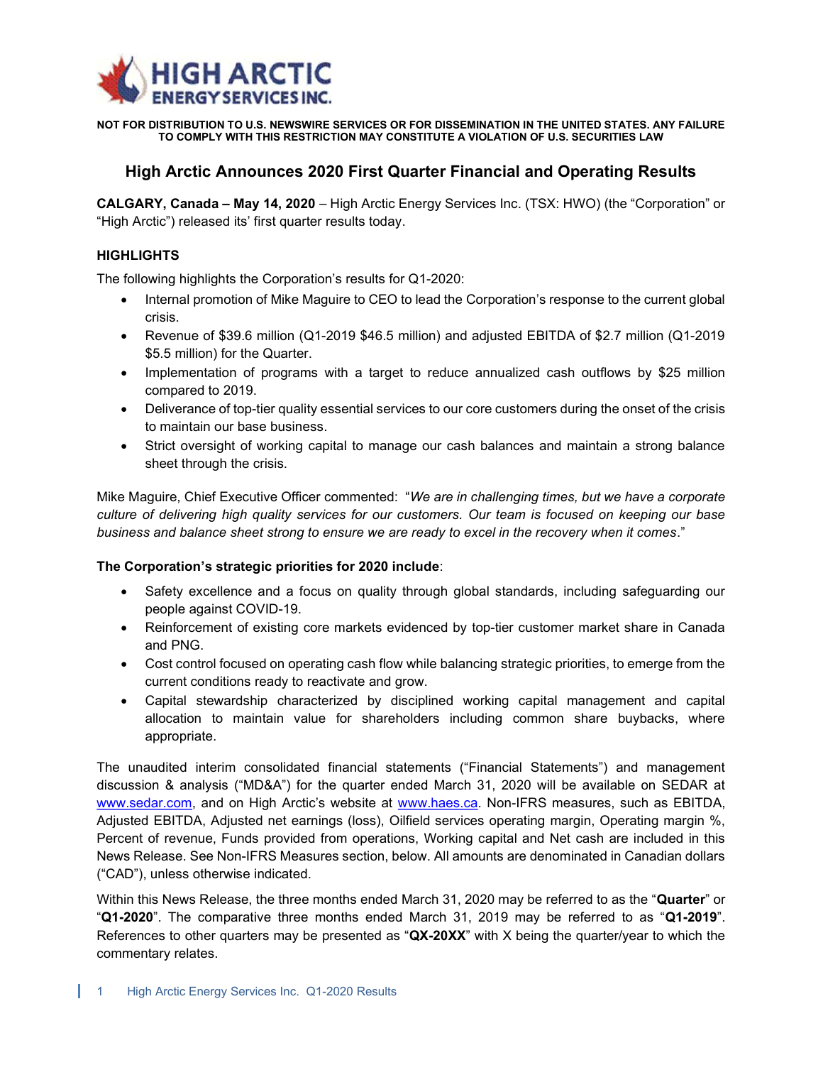**HIGH ARCTIC ENERGY SERVICES INC.**

**NOT FOR DISTRIBUTION TO U.S. NEWSWIRE SERVICES OR FOR DISSEMINATION IN THE UNITED STATES. ANY FAILURE TO COMPLY WITH THIS RESTRICTION MAY CONSTITUTE A VIOLATION OF U.S. SECURITIES LAW**

# High Arctic Announces 2020 First Quarter Financial and Operating Results

**CALGARY, Canada – May 14, 2020** – High Arctic Energy Services Inc. (TSX: HWO) (the "Corporation" or "High Arctic") released its' first quarter results today.

## HIGHLIGHTS

The following highlights the Corporation's results for Q1-2020:

- Internal promotion of Mike Maguire to CEO to lead the Corporation's response to the current global crisis.
- Revenue of $39.6 million (Q1-2019 $46.5 million) and adjusted EBITDA of $2.7 million (Q1-2019 $5.5 million) for the Quarter.
- Implementation of programs with a target to reduce annualized cash outflows by $25 million compared to 2019.
- Deliverance of top-tier quality essential services to our core customers during the onset of the crisis to maintain our base business.
- Strict oversight of working capital to manage our cash balances and maintain a strong balance sheet through the crisis.

Mike Maguire, Chief Executive Officer commented: "*We are in challenging times, but we have a corporate culture of delivering high quality services for our customers. Our team is focused on keeping our base business and balance sheet strong to ensure we are ready to excel in the recovery when it comes*."

**The Corporation's strategic priorities for 2020 include**:

- Safety excellence and a focus on quality through global standards, including safeguarding our people against COVID-19.
- Reinforcement of existing core markets evidenced by top-tier customer market share in Canada and PNG.
- Cost control focused on operating cash flow while balancing strategic priorities, to emerge from the current conditions ready to reactivate and grow.
- Capital stewardship characterized by disciplined working capital management and capital allocation to maintain value for shareholders including common share buybacks, where appropriate.

The unaudited interim consolidated financial statements ("Financial Statements") and management discussion & analysis ("MD&A") for the quarter ended March 31, 2020 will be available on SEDAR at www.sedar.com, and on High Arctic's website at www.haes.ca. Non-IFRS measures, such as EBITDA, Adjusted EBITDA, Adjusted net earnings (loss), Oilfield services operating margin, Operating margin %, Percent of revenue, Funds provided from operations, Working capital and Net cash are included in this News Release. See Non-IFRS Measures section, below. All amounts are denominated in Canadian dollars ("CAD"), unless otherwise indicated.

Within this News Release, the three months ended March 31, 2020 may be referred to as the "**Quarter**" or "**Q1-2020**". The comparative three months ended March 31, 2019 may be referred to as "**Q1-2019**". References to other quarters may be presented as "**QX-20XX**" with X being the quarter/year to which the commentary relates.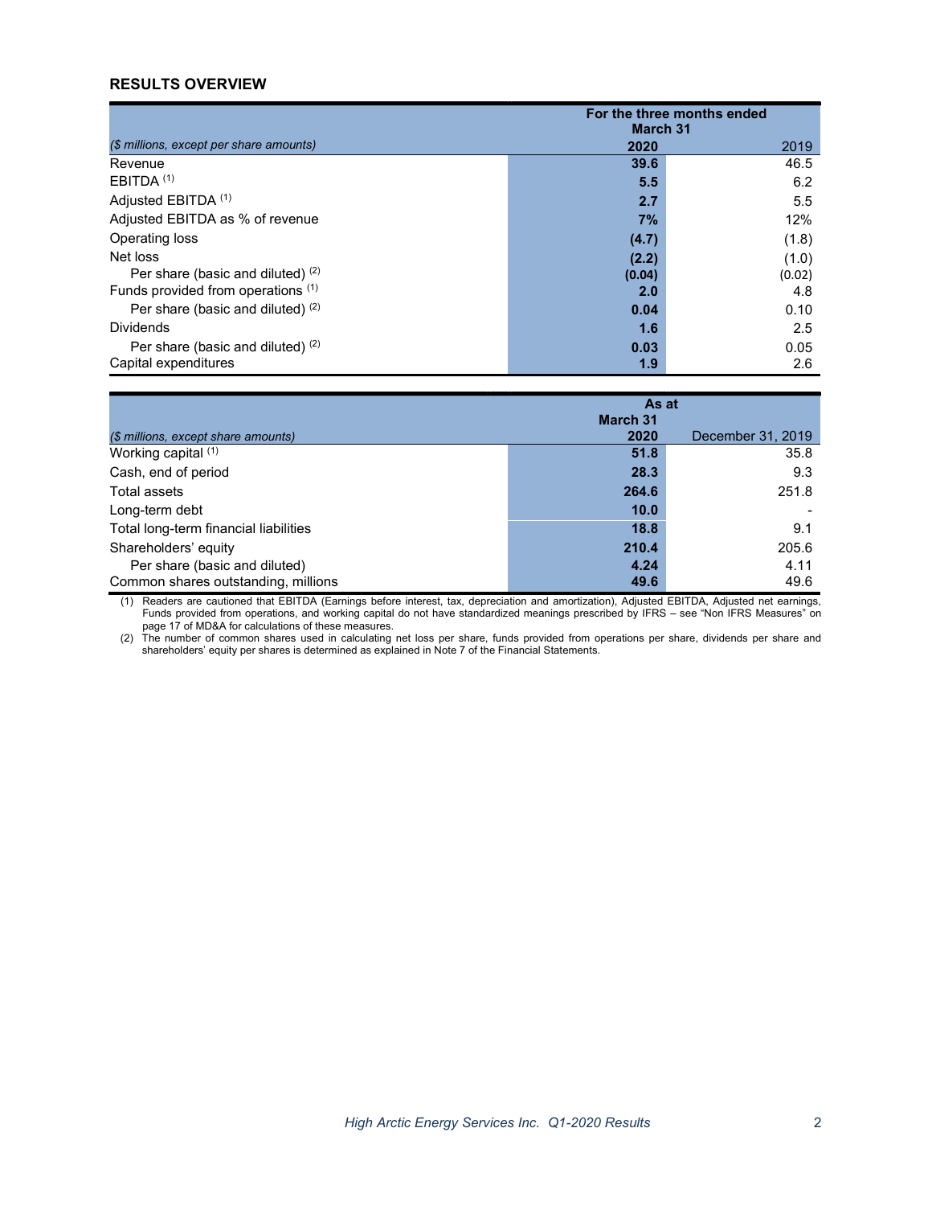## RESULTS OVERVIEW

| *($ millions, except per share amounts)* | For the three months ended March 31 **2020** | 2019 |
|---|---|---|
| Revenue | **39.6** | 46.5 |
| EBITDA [(1)] | **5.5** | 6.2 |
| Adjusted EBITDA [(1)] | **2.7** | 5.5 |
| Adjusted EBITDA as % of revenue | **7%** | 12% |
| Operating loss | **(4.7)** | (1.8) |
| Net loss | **(2.2)** | (1.0) |
| Per share (basic and diluted) [(2)] | **(0.04)** | (0.02) |
| Funds provided from operations [(1)] | **2.0** | 4.8 |
| Per share (basic and diluted) [(2)] | **0.04** | 0.10 |
| Dividends | **1.6** | 2.5 |
| Per share (basic and diluted) [(2)] | **0.03** | 0.05 |
| Capital expenditures | **1.9** | 2.6 |

| *($ millions, except share amounts)* | As at March 31 **2020** | December 31, 2019 |
|---|---|---|
| Working capital [(1)] | **51.8** | 35.8 |
| Cash, end of period | **28.3** | 9.3 |
| Total assets | **264.6** | 251.8 |
| Long-term debt | **10.0** | - |
| Total long-term financial liabilities | **18.8** | 9.1 |
| Shareholders' equity | **210.4** | 205.6 |
| Per share (basic and diluted) | **4.24** | 4.11 |
| Common shares outstanding, millions | **49.6** | 49.6 |

(1) Readers are cautioned that EBITDA (Earnings before interest, tax, depreciation and amortization), Adjusted EBITDA, Adjusted net earnings, Funds provided from operations, and working capital do not have standardized meanings prescribed by IFRS – see "Non IFRS Measures" on page 17 of MD&A for calculations of these measures.

(2) The number of common shares used in calculating net loss per share, funds provided from operations per share, dividends per share and shareholders' equity per shares is determined as explained in Note 7 of the Financial Statements.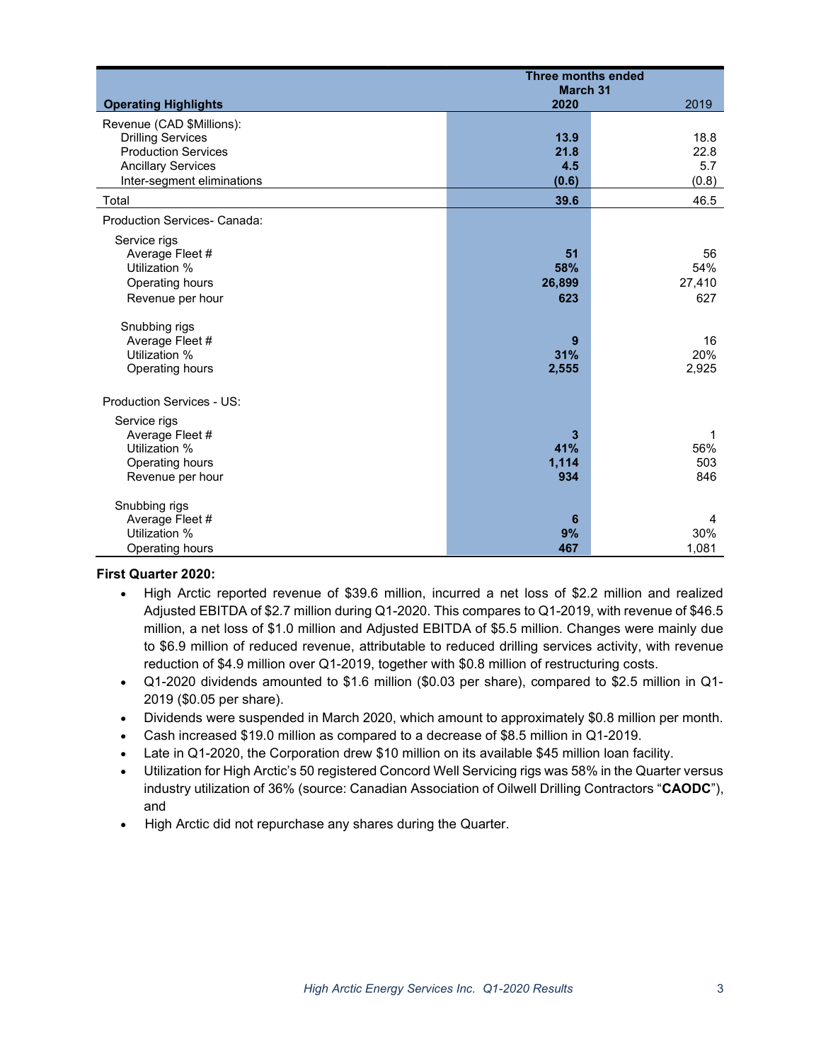| Operating Highlights | Three months ended March 31 2020 | 2019 |
|---|---|---|
| Revenue (CAD $Millions): | | |
| Drilling Services | **13.9** | 18.8 |
| Production Services | **21.8** | 22.8 |
| Ancillary Services | **4.5** | 5.7 |
| Inter-segment eliminations | **(0.6)** | (0.8) |
| Total | **39.6** | 46.5 |
| Production Services- Canada: | | |
| Service rigs | | |
| Average Fleet # | **51** | 56 |
| Utilization % | **58%** | 54% |
| Operating hours | **26,899** | 27,410 |
| Revenue per hour | **623** | 627 |
| Snubbing rigs | | |
| Average Fleet # | **9** | 16 |
| Utilization % | **31%** | 20% |
| Operating hours | **2,555** | 2,925 |
| Production Services - US: | | |
| Service rigs | | |
| Average Fleet # | **3** | 1 |
| Utilization % | **41%** | 56% |
| Operating hours | **1,114** | 503 |
| Revenue per hour | **934** | 846 |
| Snubbing rigs | | |
| Average Fleet # | **6** | 4 |
| Utilization % | **9%** | 30% |
| Operating hours | **467** | 1,081 |

**First Quarter 2020:**

- High Arctic reported revenue of $39.6 million, incurred a net loss of $2.2 million and realized Adjusted EBITDA of $2.7 million during Q1-2020. This compares to Q1-2019, with revenue of $46.5 million, a net loss of $1.0 million and Adjusted EBITDA of $5.5 million. Changes were mainly due to $6.9 million of reduced revenue, attributable to reduced drilling services activity, with revenue reduction of $4.9 million over Q1-2019, together with $0.8 million of restructuring costs.
- Q1-2020 dividends amounted to $1.6 million ($0.03 per share), compared to $2.5 million in Q1-2019 ($0.05 per share).
- Dividends were suspended in March 2020, which amount to approximately $0.8 million per month.
- Cash increased $19.0 million as compared to a decrease of $8.5 million in Q1-2019.
- Late in Q1-2020, the Corporation drew $10 million on its available $45 million loan facility.
- Utilization for High Arctic's 50 registered Concord Well Servicing rigs was 58% in the Quarter versus industry utilization of 36% (source: Canadian Association of Oilwell Drilling Contractors "**CAODC**"), and
- High Arctic did not repurchase any shares during the Quarter.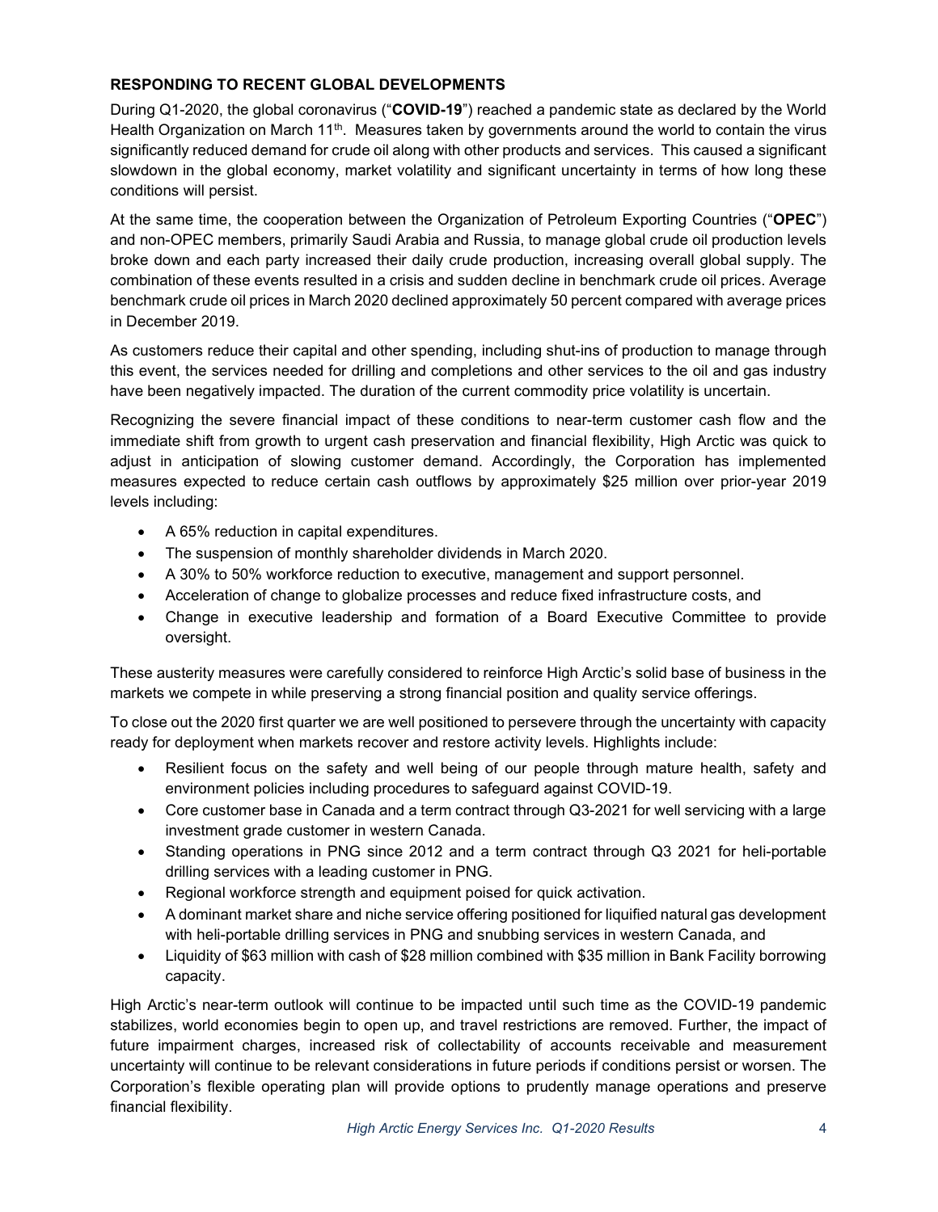## RESPONDING TO RECENT GLOBAL DEVELOPMENTS

During Q1-2020, the global coronavirus ("**COVID-19**") reached a pandemic state as declared by the World Health Organization on March 11th. Measures taken by governments around the world to contain the virus significantly reduced demand for crude oil along with other products and services. This caused a significant slowdown in the global economy, market volatility and significant uncertainty in terms of how long these conditions will persist.

At the same time, the cooperation between the Organization of Petroleum Exporting Countries ("**OPEC**") and non-OPEC members, primarily Saudi Arabia and Russia, to manage global crude oil production levels broke down and each party increased their daily crude production, increasing overall global supply. The combination of these events resulted in a crisis and sudden decline in benchmark crude oil prices. Average benchmark crude oil prices in March 2020 declined approximately 50 percent compared with average prices in December 2019.

As customers reduce their capital and other spending, including shut-ins of production to manage through this event, the services needed for drilling and completions and other services to the oil and gas industry have been negatively impacted. The duration of the current commodity price volatility is uncertain.

Recognizing the severe financial impact of these conditions to near-term customer cash flow and the immediate shift from growth to urgent cash preservation and financial flexibility, High Arctic was quick to adjust in anticipation of slowing customer demand. Accordingly, the Corporation has implemented measures expected to reduce certain cash outflows by approximately $25 million over prior-year 2019 levels including:

- A 65% reduction in capital expenditures.
- The suspension of monthly shareholder dividends in March 2020.
- A 30% to 50% workforce reduction to executive, management and support personnel.
- Acceleration of change to globalize processes and reduce fixed infrastructure costs, and
- Change in executive leadership and formation of a Board Executive Committee to provide oversight.

These austerity measures were carefully considered to reinforce High Arctic's solid base of business in the markets we compete in while preserving a strong financial position and quality service offerings.

To close out the 2020 first quarter we are well positioned to persevere through the uncertainty with capacity ready for deployment when markets recover and restore activity levels. Highlights include:

- Resilient focus on the safety and well being of our people through mature health, safety and environment policies including procedures to safeguard against COVID-19.
- Core customer base in Canada and a term contract through Q3-2021 for well servicing with a large investment grade customer in western Canada.
- Standing operations in PNG since 2012 and a term contract through Q3 2021 for heli-portable drilling services with a leading customer in PNG.
- Regional workforce strength and equipment poised for quick activation.
- A dominant market share and niche service offering positioned for liquified natural gas development with heli-portable drilling services in PNG and snubbing services in western Canada, and
- Liquidity of $63 million with cash of $28 million combined with $35 million in Bank Facility borrowing capacity.

High Arctic's near-term outlook will continue to be impacted until such time as the COVID-19 pandemic stabilizes, world economies begin to open up, and travel restrictions are removed. Further, the impact of future impairment charges, increased risk of collectability of accounts receivable and measurement uncertainty will continue to be relevant considerations in future periods if conditions persist or worsen. The Corporation's flexible operating plan will provide options to prudently manage operations and preserve financial flexibility.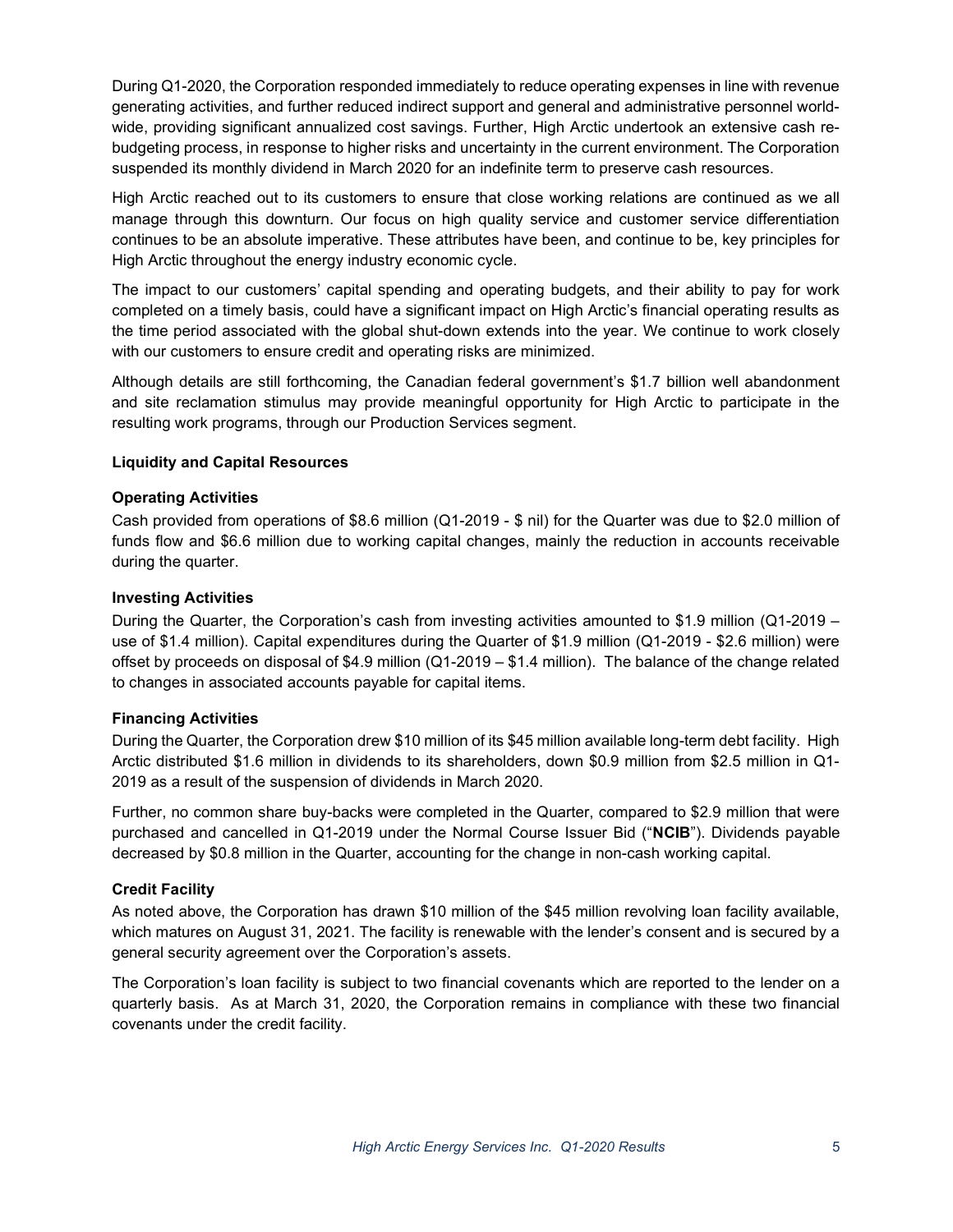During Q1-2020, the Corporation responded immediately to reduce operating expenses in line with revenue generating activities, and further reduced indirect support and general and administrative personnel world-wide, providing significant annualized cost savings. Further, High Arctic undertook an extensive cash re-budgeting process, in response to higher risks and uncertainty in the current environment. The Corporation suspended its monthly dividend in March 2020 for an indefinite term to preserve cash resources.

High Arctic reached out to its customers to ensure that close working relations are continued as we all manage through this downturn. Our focus on high quality service and customer service differentiation continues to be an absolute imperative. These attributes have been, and continue to be, key principles for High Arctic throughout the energy industry economic cycle.

The impact to our customers' capital spending and operating budgets, and their ability to pay for work completed on a timely basis, could have a significant impact on High Arctic's financial operating results as the time period associated with the global shut-down extends into the year. We continue to work closely with our customers to ensure credit and operating risks are minimized.

Although details are still forthcoming, the Canadian federal government's $1.7 billion well abandonment and site reclamation stimulus may provide meaningful opportunity for High Arctic to participate in the resulting work programs, through our Production Services segment.

**Liquidity and Capital Resources**

**Operating Activities**

Cash provided from operations of $8.6 million (Q1-2019 - $ nil) for the Quarter was due to $2.0 million of funds flow and $6.6 million due to working capital changes, mainly the reduction in accounts receivable during the quarter.

**Investing Activities**

During the Quarter, the Corporation's cash from investing activities amounted to $1.9 million (Q1-2019 – use of $1.4 million). Capital expenditures during the Quarter of $1.9 million (Q1-2019 - $2.6 million) were offset by proceeds on disposal of $4.9 million (Q1-2019 – $1.4 million). The balance of the change related to changes in associated accounts payable for capital items.

**Financing Activities**

During the Quarter, the Corporation drew $10 million of its $45 million available long-term debt facility. High Arctic distributed $1.6 million in dividends to its shareholders, down $0.9 million from $2.5 million in Q1-2019 as a result of the suspension of dividends in March 2020.

Further, no common share buy-backs were completed in the Quarter, compared to $2.9 million that were purchased and cancelled in Q1-2019 under the Normal Course Issuer Bid ("**NCIB**"). Dividends payable decreased by $0.8 million in the Quarter, accounting for the change in non-cash working capital.

**Credit Facility**

As noted above, the Corporation has drawn $10 million of the $45 million revolving loan facility available, which matures on August 31, 2021. The facility is renewable with the lender's consent and is secured by a general security agreement over the Corporation's assets.

The Corporation's loan facility is subject to two financial covenants which are reported to the lender on a quarterly basis. As at March 31, 2020, the Corporation remains in compliance with these two financial covenants under the credit facility.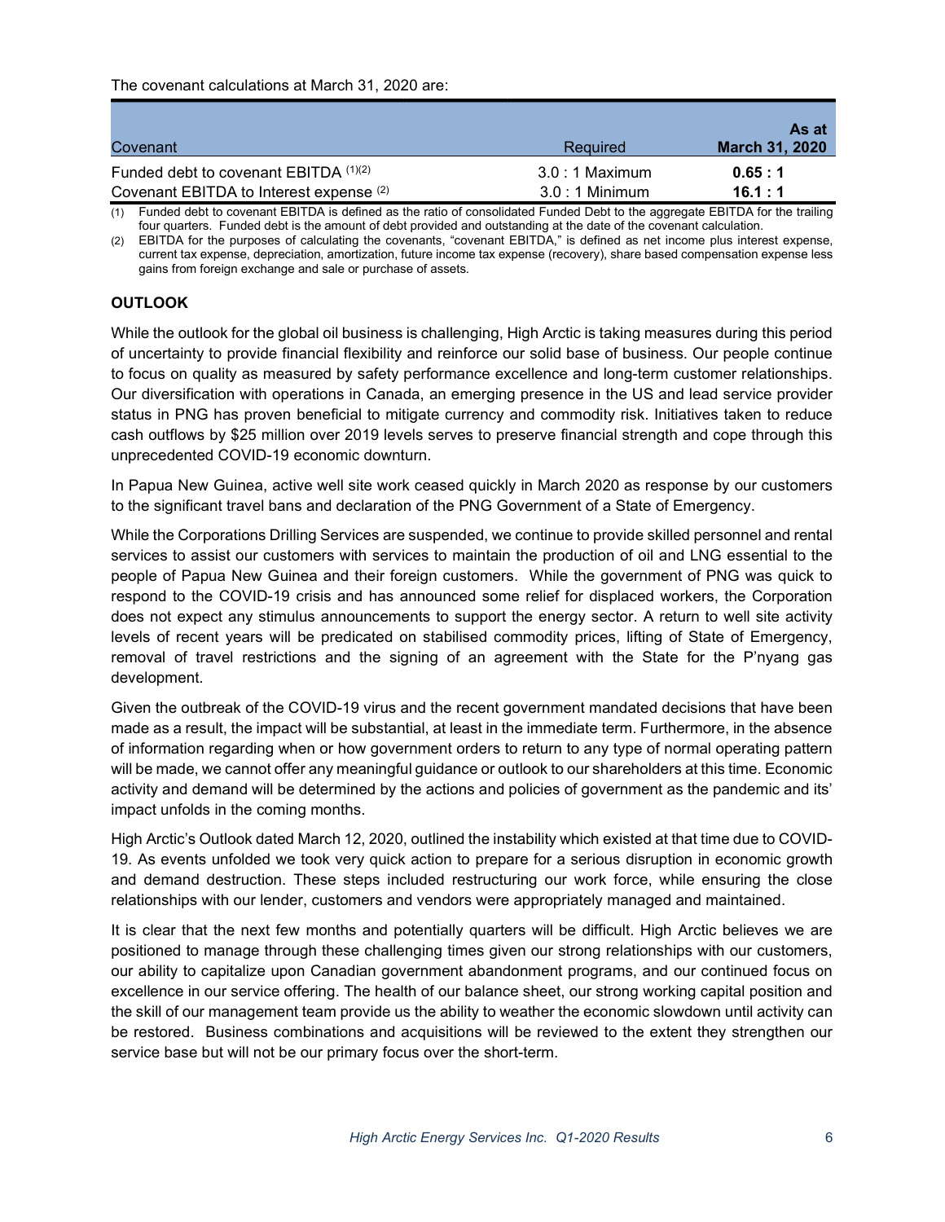The covenant calculations at March 31, 2020 are:

| Covenant | Required | As at March 31, 2020 |
|---|---|---|
| Funded debt to covenant EBITDA [(1)(2)] | 3.0 : 1 Maximum | **0.65 : 1** |
| Covenant EBITDA to Interest expense [(2)] | 3.0 : 1 Minimum | **16.1 : 1** |

(1) Funded debt to covenant EBITDA is defined as the ratio of consolidated Funded Debt to the aggregate EBITDA for the trailing four quarters. Funded debt is the amount of debt provided and outstanding at the date of the covenant calculation.

(2) EBITDA for the purposes of calculating the covenants, "covenant EBITDA," is defined as net income plus interest expense, current tax expense, depreciation, amortization, future income tax expense (recovery), share based compensation expense less gains from foreign exchange and sale or purchase of assets.

## OUTLOOK

While the outlook for the global oil business is challenging, High Arctic is taking measures during this period of uncertainty to provide financial flexibility and reinforce our solid base of business. Our people continue to focus on quality as measured by safety performance excellence and long-term customer relationships. Our diversification with operations in Canada, an emerging presence in the US and lead service provider status in PNG has proven beneficial to mitigate currency and commodity risk. Initiatives taken to reduce cash outflows by $25 million over 2019 levels serves to preserve financial strength and cope through this unprecedented COVID-19 economic downturn.

In Papua New Guinea, active well site work ceased quickly in March 2020 as response by our customers to the significant travel bans and declaration of the PNG Government of a State of Emergency.

While the Corporations Drilling Services are suspended, we continue to provide skilled personnel and rental services to assist our customers with services to maintain the production of oil and LNG essential to the people of Papua New Guinea and their foreign customers. While the government of PNG was quick to respond to the COVID-19 crisis and has announced some relief for displaced workers, the Corporation does not expect any stimulus announcements to support the energy sector. A return to well site activity levels of recent years will be predicated on stabilised commodity prices, lifting of State of Emergency, removal of travel restrictions and the signing of an agreement with the State for the P'nyang gas development.

Given the outbreak of the COVID-19 virus and the recent government mandated decisions that have been made as a result, the impact will be substantial, at least in the immediate term. Furthermore, in the absence of information regarding when or how government orders to return to any type of normal operating pattern will be made, we cannot offer any meaningful guidance or outlook to our shareholders at this time. Economic activity and demand will be determined by the actions and policies of government as the pandemic and its' impact unfolds in the coming months.

High Arctic's Outlook dated March 12, 2020, outlined the instability which existed at that time due to COVID-19. As events unfolded we took very quick action to prepare for a serious disruption in economic growth and demand destruction. These steps included restructuring our work force, while ensuring the close relationships with our lender, customers and vendors were appropriately managed and maintained.

It is clear that the next few months and potentially quarters will be difficult. High Arctic believes we are positioned to manage through these challenging times given our strong relationships with our customers, our ability to capitalize upon Canadian government abandonment programs, and our continued focus on excellence in our service offering. The health of our balance sheet, our strong working capital position and the skill of our management team provide us the ability to weather the economic slowdown until activity can be restored. Business combinations and acquisitions will be reviewed to the extent they strengthen our service base but will not be our primary focus over the short-term.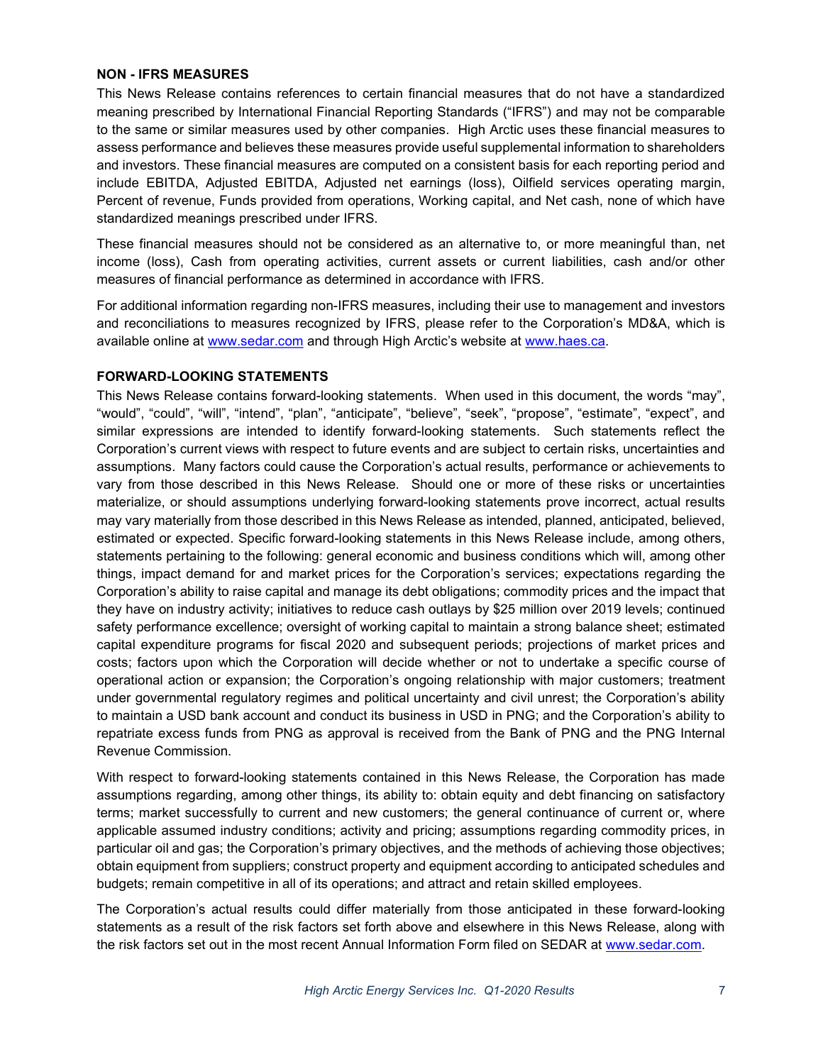## NON - IFRS MEASURES

This News Release contains references to certain financial measures that do not have a standardized meaning prescribed by International Financial Reporting Standards ("IFRS") and may not be comparable to the same or similar measures used by other companies. High Arctic uses these financial measures to assess performance and believes these measures provide useful supplemental information to shareholders and investors. These financial measures are computed on a consistent basis for each reporting period and include EBITDA, Adjusted EBITDA, Adjusted net earnings (loss), Oilfield services operating margin, Percent of revenue, Funds provided from operations, Working capital, and Net cash, none of which have standardized meanings prescribed under IFRS.

These financial measures should not be considered as an alternative to, or more meaningful than, net income (loss), Cash from operating activities, current assets or current liabilities, cash and/or other measures of financial performance as determined in accordance with IFRS.

For additional information regarding non-IFRS measures, including their use to management and investors and reconciliations to measures recognized by IFRS, please refer to the Corporation's MD&A, which is available online at [www.sedar.com](http://www.sedar.com) and through High Arctic's website at [www.haes.ca](http://www.haes.ca).

## FORWARD-LOOKING STATEMENTS

This News Release contains forward-looking statements. When used in this document, the words "may", "would", "could", "will", "intend", "plan", "anticipate", "believe", "seek", "propose", "estimate", "expect", and similar expressions are intended to identify forward-looking statements. Such statements reflect the Corporation's current views with respect to future events and are subject to certain risks, uncertainties and assumptions. Many factors could cause the Corporation's actual results, performance or achievements to vary from those described in this News Release. Should one or more of these risks or uncertainties materialize, or should assumptions underlying forward-looking statements prove incorrect, actual results may vary materially from those described in this News Release as intended, planned, anticipated, believed, estimated or expected. Specific forward-looking statements in this News Release include, among others, statements pertaining to the following: general economic and business conditions which will, among other things, impact demand for and market prices for the Corporation's services; expectations regarding the Corporation's ability to raise capital and manage its debt obligations; commodity prices and the impact that they have on industry activity; initiatives to reduce cash outlays by $25 million over 2019 levels; continued safety performance excellence; oversight of working capital to maintain a strong balance sheet; estimated capital expenditure programs for fiscal 2020 and subsequent periods; projections of market prices and costs; factors upon which the Corporation will decide whether or not to undertake a specific course of operational action or expansion; the Corporation's ongoing relationship with major customers; treatment under governmental regulatory regimes and political uncertainty and civil unrest; the Corporation's ability to maintain a USD bank account and conduct its business in USD in PNG; and the Corporation's ability to repatriate excess funds from PNG as approval is received from the Bank of PNG and the PNG Internal Revenue Commission.

With respect to forward-looking statements contained in this News Release, the Corporation has made assumptions regarding, among other things, its ability to: obtain equity and debt financing on satisfactory terms; market successfully to current and new customers; the general continuance of current or, where applicable assumed industry conditions; activity and pricing; assumptions regarding commodity prices, in particular oil and gas; the Corporation's primary objectives, and the methods of achieving those objectives; obtain equipment from suppliers; construct property and equipment according to anticipated schedules and budgets; remain competitive in all of its operations; and attract and retain skilled employees.

The Corporation's actual results could differ materially from those anticipated in these forward-looking statements as a result of the risk factors set forth above and elsewhere in this News Release, along with the risk factors set out in the most recent Annual Information Form filed on SEDAR at [www.sedar.com](http://www.sedar.com).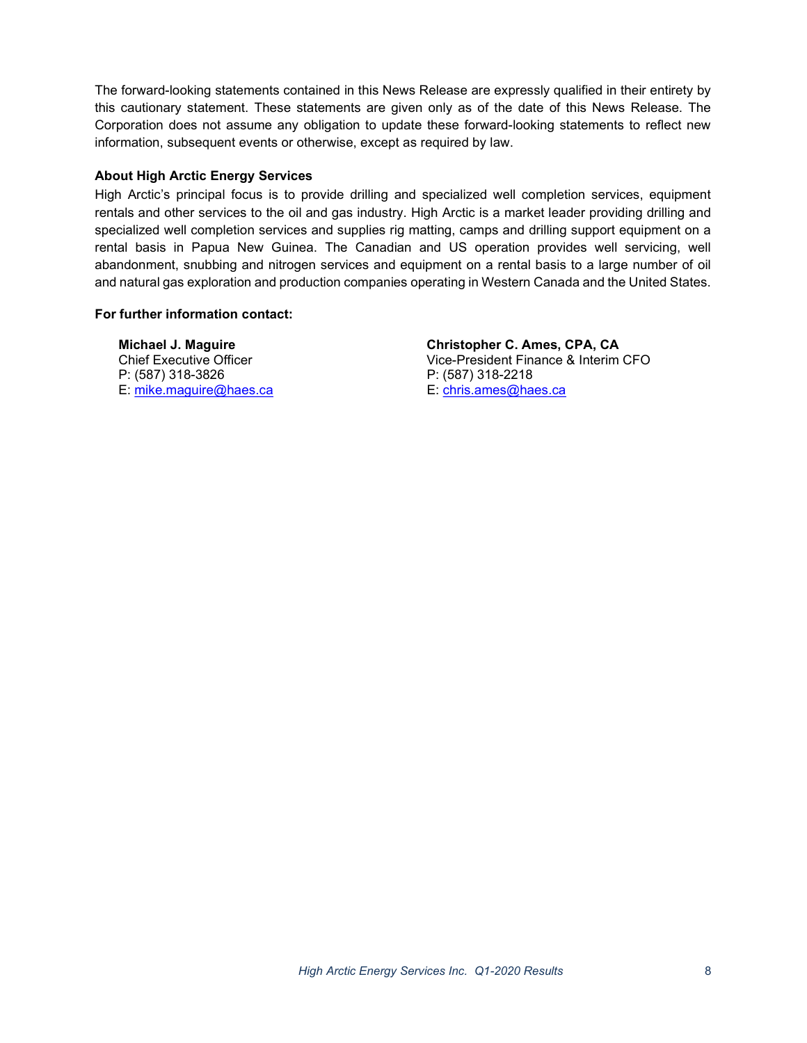The forward-looking statements contained in this News Release are expressly qualified in their entirety by this cautionary statement. These statements are given only as of the date of this News Release. The Corporation does not assume any obligation to update these forward-looking statements to reflect new information, subsequent events or otherwise, except as required by law.

**About High Arctic Energy Services**

High Arctic's principal focus is to provide drilling and specialized well completion services, equipment rentals and other services to the oil and gas industry. High Arctic is a market leader providing drilling and specialized well completion services and supplies rig matting, camps and drilling support equipment on a rental basis in Papua New Guinea. The Canadian and US operation provides well servicing, well abandonment, snubbing and nitrogen services and equipment on a rental basis to a large number of oil and natural gas exploration and production companies operating in Western Canada and the United States.

**For further information contact:**

**Michael J. Maguire**
Chief Executive Officer
P: (587) 318-3826
E: mike.maguire@haes.ca

**Christopher C. Ames, CPA, CA**
Vice-President Finance & Interim CFO
P: (587) 318-2218
E: chris.ames@haes.ca